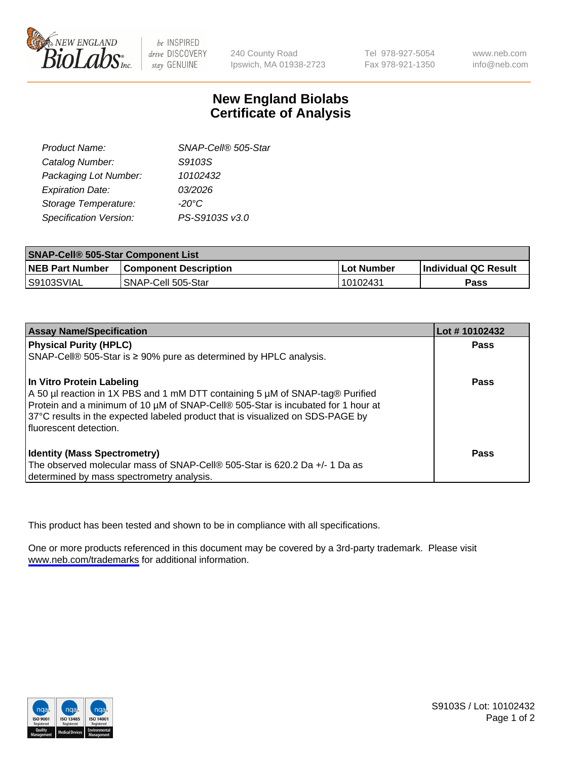240 County Road
Ipswich, MA 01938-2723

Tel 978-927-5054
Fax 978-921-1350

www.neb.com
info@neb.com

# New England Biolabs Certificate of Analysis

| | |
|---|---|
| *Product Name:* | *SNAP-Cell® 505-Star* |
| *Catalog Number:* | *S9103S* |
| *Packaging Lot Number:* | *10102432* |
| *Expiration Date:* | *03/2026* |
| *Storage Temperature:* | *-20°C* |
| *Specification Version:* | *PS-S9103S v3.0* |

| **SNAP-Cell® 505-Star Component List** | | | |
|---|---|---|---|
| **NEB Part Number** | **Component Description** | **Lot Number** | **Individual QC Result** |
| S9103SVIAL | SNAP-Cell 505-Star | 10102431 | **Pass** |

| **Assay Name/Specification** | **Lot # 10102432** |
|---|---|
| **Physical Purity (HPLC)**<br>SNAP-Cell® 505-Star is ≥ 90% pure as determined by HPLC analysis. | **Pass** |
| **In Vitro Protein Labeling**<br>A 50 µl reaction in 1X PBS and 1 mM DTT containing 5 µM of SNAP-tag® Purified Protein and a minimum of 10 µM of SNAP-Cell® 505-Star is incubated for 1 hour at 37°C results in the expected labeled product that is visualized on SDS-PAGE by fluorescent detection. | **Pass** |
| **Identity (Mass Spectrometry)**<br>The observed molecular mass of SNAP-Cell® 505-Star is 620.2 Da +/- 1 Da as determined by mass spectrometry analysis. | **Pass** |

This product has been tested and shown to be in compliance with all specifications.

One or more products referenced in this document may be covered by a 3rd-party trademark. Please visit www.neb.com/trademarks for additional information.

S9103S / Lot: 10102432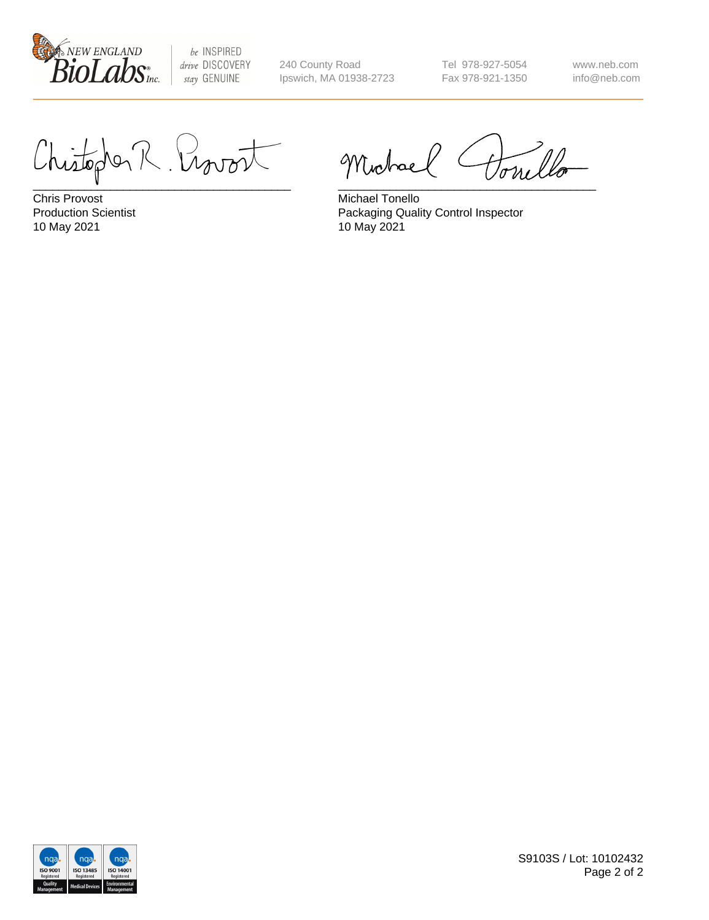Chris Provost
Production Scientist
10 May 2021

Michael Tonello
Packaging Quality Control Inspector
10 May 2021

S9103S / Lot: 10102432